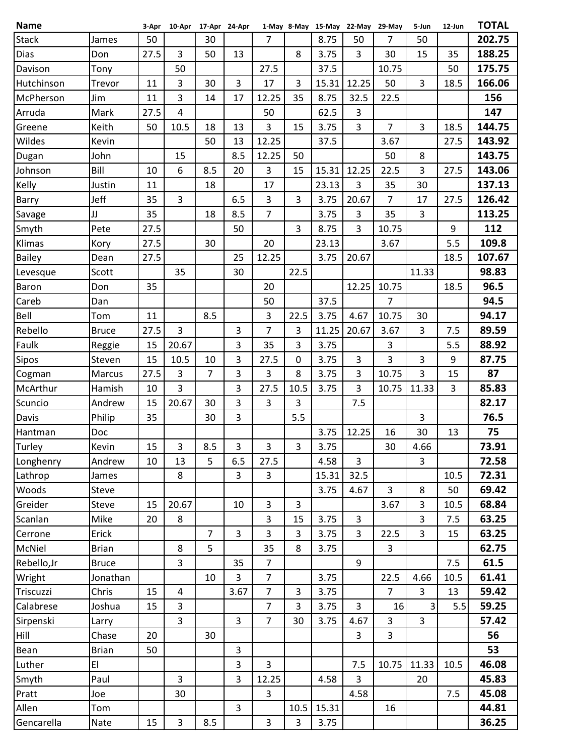| Name | | 3-Apr | 10-Apr | 17-Apr | 24-Apr | 1-May | 8-May | 15-May | 22-May | 29-May | 5-Jun | 12-Jun | TOTAL |
|---|---|---|---|---|---|---|---|---|---|---|---|---|---|
| Stack | James | 50 | | 30 | | 7 | | 8.75 | 50 | 7 | 50 | | 202.75 |
| Dias | Don | 27.5 | 3 | 50 | 13 | | 8 | 3.75 | 3 | 30 | 15 | 35 | 188.25 |
| Davison | Tony | | 50 | | | 27.5 | | 37.5 | | 10.75 | | 50 | 175.75 |
| Hutchinson | Trevor | 11 | 3 | 30 | 3 | 17 | 3 | 15.31 | 12.25 | 50 | 3 | 18.5 | 166.06 |
| McPherson | Jim | 11 | 3 | 14 | 17 | 12.25 | 35 | 8.75 | 32.5 | 22.5 | | | 156 |
| Arruda | Mark | 27.5 | 4 | | | 50 | | 62.5 | 3 | | | | 147 |
| Greene | Keith | 50 | 10.5 | 18 | 13 | 3 | 15 | 3.75 | 3 | 7 | 3 | 18.5 | 144.75 |
| Wildes | Kevin | | | 50 | 13 | 12.25 | | 37.5 | | 3.67 | | 27.5 | 143.92 |
| Dugan | John | | 15 | | 8.5 | 12.25 | 50 | | | 50 | 8 | | 143.75 |
| Johnson | Bill | 10 | 6 | 8.5 | 20 | 3 | 15 | 15.31 | 12.25 | 22.5 | 3 | 27.5 | 143.06 |
| Kelly | Justin | 11 | | 18 | | 17 | | 23.13 | 3 | 35 | 30 | | 137.13 |
| Barry | Jeff | 35 | 3 | | 6.5 | 3 | 3 | 3.75 | 20.67 | 7 | 17 | 27.5 | 126.42 |
| Savage | JJ | 35 | | 18 | 8.5 | 7 | | 3.75 | 3 | 35 | 3 | | 113.25 |
| Smyth | Pete | 27.5 | | | 50 | | 3 | 8.75 | 3 | 10.75 | | 9 | 112 |
| Klimas | Kory | 27.5 | | 30 | | 20 | | 23.13 | | 3.67 | | 5.5 | 109.8 |
| Bailey | Dean | 27.5 | | | 25 | 12.25 | | 3.75 | 20.67 | | | 18.5 | 107.67 |
| Levesque | Scott | | 35 | | 30 | | 22.5 | | | | 11.33 | | 98.83 |
| Baron | Don | 35 | | | | 20 | | | 12.25 | 10.75 | | 18.5 | 96.5 |
| Careb | Dan | | | | | 50 | | 37.5 | | 7 | | | 94.5 |
| Bell | Tom | 11 | | 8.5 | | 3 | 22.5 | 3.75 | 4.67 | 10.75 | 30 | | 94.17 |
| Rebello | Bruce | 27.5 | 3 | | 3 | 7 | 3 | 11.25 | 20.67 | 3.67 | 3 | 7.5 | 89.59 |
| Faulk | Reggie | 15 | 20.67 | | 3 | 35 | 3 | 3.75 | | 3 | | 5.5 | 88.92 |
| Sipos | Steven | 15 | 10.5 | 10 | 3 | 27.5 | 0 | 3.75 | 3 | 3 | 3 | 9 | 87.75 |
| Cogman | Marcus | 27.5 | 3 | 7 | 3 | 3 | 8 | 3.75 | 3 | 10.75 | 3 | 15 | 87 |
| McArthur | Hamish | 10 | 3 | | 3 | 27.5 | 10.5 | 3.75 | 3 | 10.75 | 11.33 | 3 | 85.83 |
| Scuncio | Andrew | 15 | 20.67 | 30 | 3 | 3 | 3 | | 7.5 | | | | 82.17 |
| Davis | Philip | 35 | | 30 | 3 | | 5.5 | | | | 3 | | 76.5 |
| Hantman | Doc | | | | | | | 3.75 | 12.25 | 16 | 30 | 13 | 75 |
| Turley | Kevin | 15 | 3 | 8.5 | 3 | 3 | 3 | 3.75 | | 30 | 4.66 | | 73.91 |
| Longhenry | Andrew | 10 | 13 | 5 | 6.5 | 27.5 | | 4.58 | 3 | | 3 | | 72.58 |
| Lathrop | James | | 8 | | 3 | 3 | | 15.31 | 32.5 | | | 10.5 | 72.31 |
| Woods | Steve | | | | | | | 3.75 | 4.67 | 3 | 8 | 50 | 69.42 |
| Greider | Steve | 15 | 20.67 | | 10 | 3 | 3 | | | 3.67 | 3 | 10.5 | 68.84 |
| Scanlan | Mike | 20 | 8 | | | 3 | 15 | 3.75 | 3 | | 3 | 7.5 | 63.25 |
| Cerrone | Erick | | | 7 | 3 | 3 | 3 | 3.75 | 3 | 22.5 | 3 | 15 | 63.25 |
| McNiel | Brian | | 8 | 5 | | 35 | 8 | 3.75 | | 3 | | | 62.75 |
| Rebello,Jr | Bruce | | 3 | | 35 | 7 | | | 9 | | | 7.5 | 61.5 |
| Wright | Jonathan | | | 10 | 3 | 7 | | 3.75 | | 22.5 | 4.66 | 10.5 | 61.41 |
| Triscuzzi | Chris | 15 | 4 | | 3.67 | 7 | 3 | 3.75 | | 7 | 3 | 13 | 59.42 |
| Calabrese | Joshua | 15 | 3 | | | 7 | 3 | 3.75 | 3 | 16 | 3 | 5.5 | 59.25 |
| Sirpenski | Larry | | 3 | | 3 | 7 | 30 | 3.75 | 4.67 | 3 | 3 | | 57.42 |
| Hill | Chase | 20 | | 30 | | | | | 3 | 3 | | | 56 |
| Bean | Brian | 50 | | | 3 | | | | | | | | 53 |
| Luther | El | | | | 3 | 3 | | | 7.5 | 10.75 | 11.33 | 10.5 | 46.08 |
| Smyth | Paul | | 3 | | 3 | 12.25 | | 4.58 | 3 | | 20 | | 45.83 |
| Pratt | Joe | | 30 | | | 3 | | | 4.58 | | | 7.5 | 45.08 |
| Allen | Tom | | | | 3 | | 10.5 | 15.31 | | 16 | | | 44.81 |
| Gencarella | Nate | 15 | 3 | 8.5 | | 3 | 3 | 3.75 | | | | | 36.25 |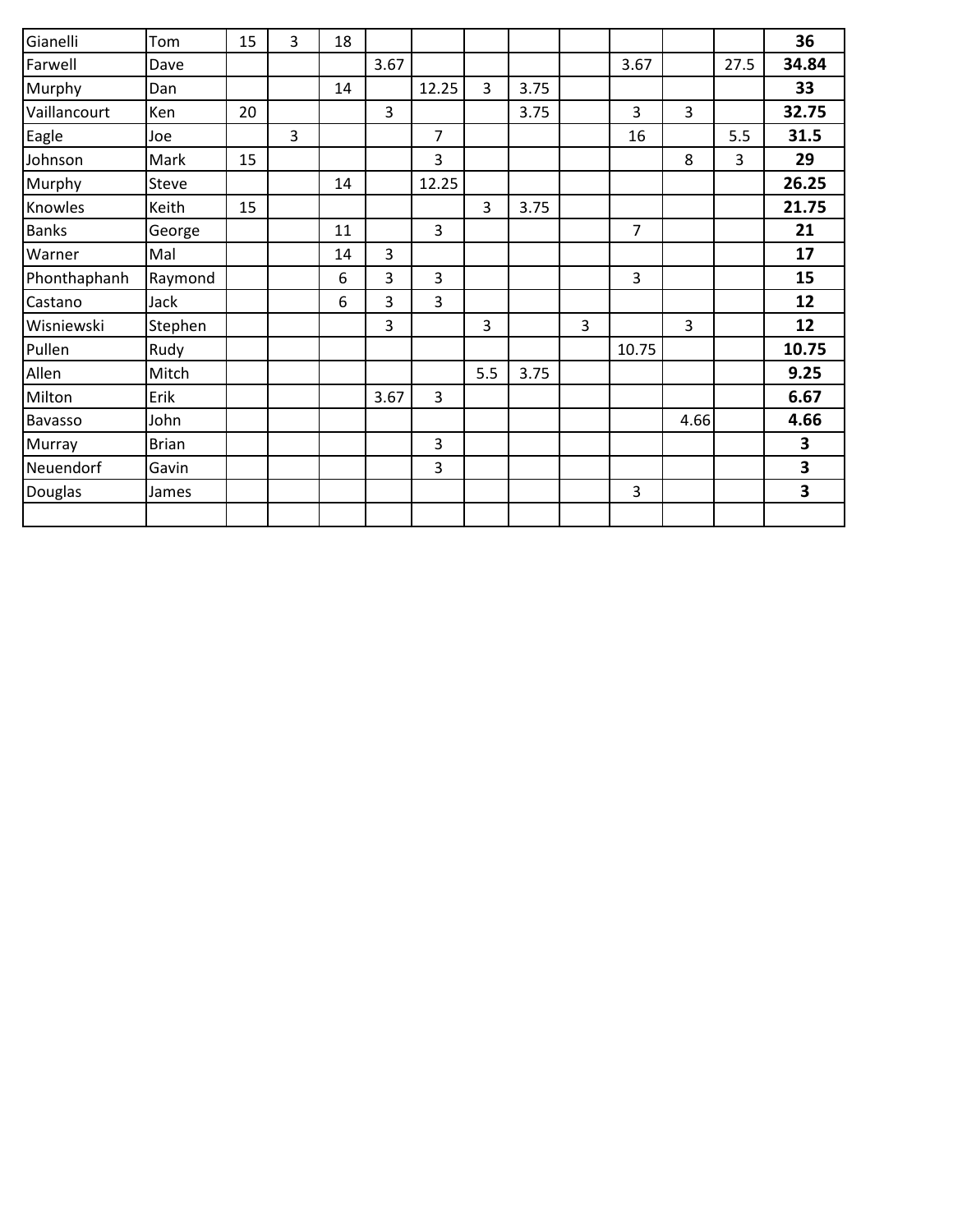| | | | | | | | | | | | | | | |
|---|---|---|---|---|---|---|---|---|---|---|---|---|---|---|
| Gianelli | Tom | 15 | 3 | 18 | | | | | | | | | | **36** |
| Farwell | Dave | | | | 3.67 | | | | | 3.67 | | 27.5 | **34.84** |
| Murphy | Dan | | | 14 | | 12.25 | 3 | 3.75 | | | | | **33** |
| Vaillancourt | Ken | 20 | | | 3 | | | 3.75 | | 3 | 3 | | **32.75** |
| Eagle | Joe | | 3 | | | 7 | | | | 16 | | 5.5 | **31.5** |
| Johnson | Mark | 15 | | | | 3 | | | | | 8 | 3 | **29** |
| Murphy | Steve | | | 14 | | 12.25 | | | | | | | **26.25** |
| Knowles | Keith | 15 | | | | | 3 | 3.75 | | | | | **21.75** |
| Banks | George | | | 11 | | 3 | | | | 7 | | | **21** |
| Warner | Mal | | | 14 | 3 | | | | | | | | **17** |
| Phonthaphanh | Raymond | | | 6 | 3 | 3 | | | | 3 | | | **15** |
| Castano | Jack | | | 6 | 3 | 3 | | | | | | | **12** |
| Wisniewski | Stephen | | | | 3 | | 3 | | 3 | | 3 | | **12** |
| Pullen | Rudy | | | | | | | | | 10.75 | | | **10.75** |
| Allen | Mitch | | | | | | 5.5 | 3.75 | | | | | **9.25** |
| Milton | Erik | | | | 3.67 | 3 | | | | | | | **6.67** |
| Bavasso | John | | | | | | | | | | 4.66 | | **4.66** |
| Murray | Brian | | | | | 3 | | | | | | | **3** |
| Neuendorf | Gavin | | | | | 3 | | | | | | | **3** |
| Douglas | James | | | | | | | | | 3 | | | **3** |
| | | | | | | | | | | | | | |